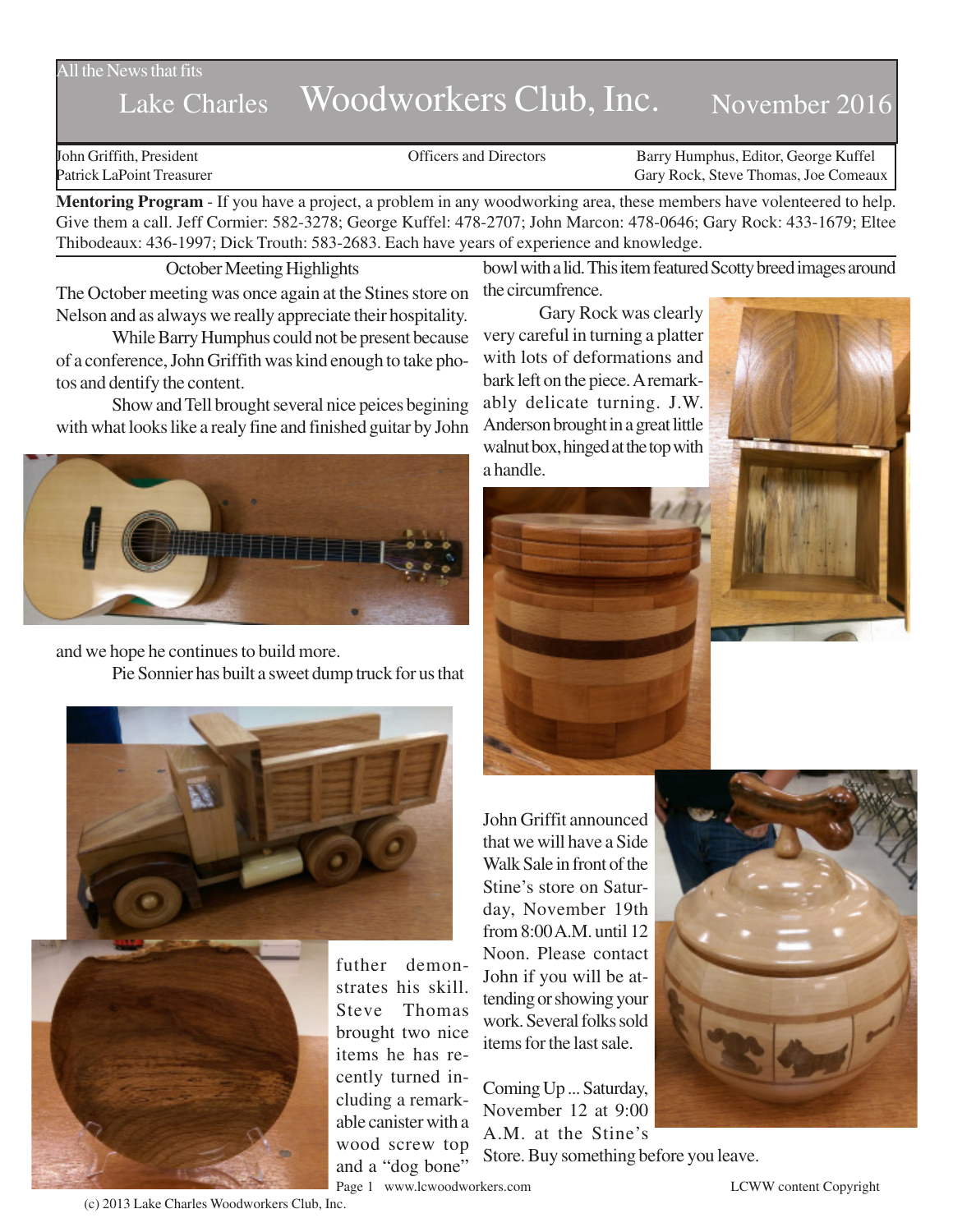All the News that fits

# Lake Charles Woodworkers Club, Inc. November 2016

John Griffith, President
Patrick LaPoint Treasurer

Officers and Directors

Barry Humphus, Editor, George Kuffel
Gary Rock, Steve Thomas, Joe Comeaux

**Mentoring Program** - If you have a project, a problem in any woodworking area, these members have volenteered to help. Give them a call. Jeff Cormier: 582-3278; George Kuffel: 478-2707; John Marcon: 478-0646; Gary Rock: 433-1679; Eltee Thibodeaux: 436-1997; Dick Trouth: 583-2683. Each have years of experience and knowledge.

## October Meeting Highlights

The October meeting was once again at the Stines store on Nelson and as always we really appreciate their hospitality.

While Barry Humphus could not be present because of a conference, John Griffith was kind enough to take photos and dentify the content.

Show and Tell brought several nice peices begining with what looks like a realy fine and finished guitar by John and we hope he continues to build more.

Pie Sonnier has built a sweet dump truck for us that futher demonstrates his skill. Steve Thomas brought two nice items he has recently turned including a remarkable canister with a wood screw top and a "dog bone" bowl with a lid. This item featured Scotty breed images around the circumfrence.

Gary Rock was clearly very careful in turning a platter with lots of deformations and bark left on the piece. A remarkably delicate turning. J.W. Anderson brought in a great little walnut box, hinged at the top with a handle.

John Griffit announced that we will have a Side Walk Sale in front of the Stine's store on Saturday, November 19th from 8:00 A.M. until 12 Noon. Please contact John if you will be attending or showing your work. Several folks sold items for the last sale.

Coming Up ... Saturday, November 12 at 9:00 A.M. at the Stine's Store. Buy something before you leave.

www.lcwoodworkers.com

LCWW content Copyright (c) 2013 Lake Charles Woodworkers Club, Inc.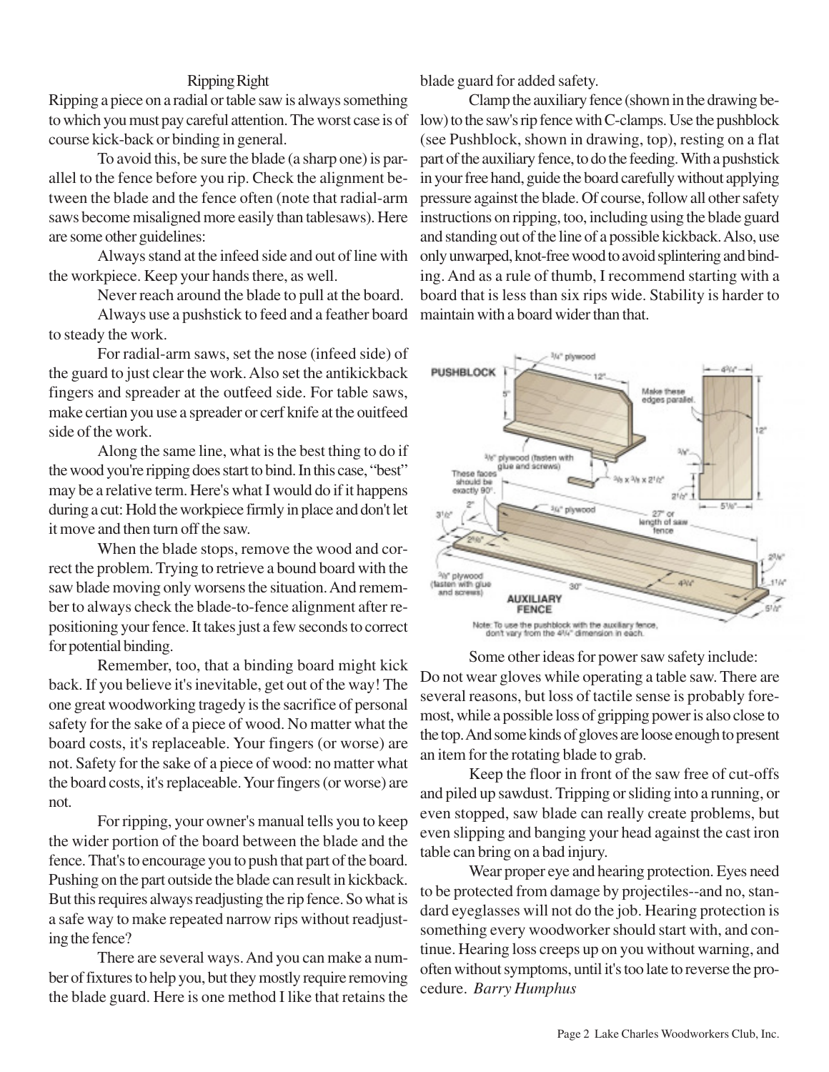## Ripping Right

Ripping a piece on a radial or table saw is always something to which you must pay careful attention. The worst case is of course kick-back or binding in general.

To avoid this, be sure the blade (a sharp one) is parallel to the fence before you rip. Check the alignment between the blade and the fence often (note that radial-arm saws become misaligned more easily than tablesaws). Here are some other guidelines:

Always stand at the infeed side and out of line with the workpiece. Keep your hands there, as well.

Never reach around the blade to pull at the board.

Always use a pushstick to feed and a feather board to steady the work.

For radial-arm saws, set the nose (infeed side) of the guard to just clear the work. Also set the antikickback fingers and spreader at the outfeed side. For table saws, make certian you use a spreader or cerf knife at the ouitfeed side of the work.

Along the same line, what is the best thing to do if the wood you're ripping does start to bind. In this case, "best" may be a relative term. Here's what I would do if it happens during a cut: Hold the workpiece firmly in place and don't let it move and then turn off the saw.

When the blade stops, remove the wood and correct the problem. Trying to retrieve a bound board with the saw blade moving only worsens the situation. And remember to always check the blade-to-fence alignment after repositioning your fence. It takes just a few seconds to correct for potential binding.

Remember, too, that a binding board might kick back. If you believe it's inevitable, get out of the way! The one great woodworking tragedy is the sacrifice of personal safety for the sake of a piece of wood. No matter what the board costs, it's replaceable. Your fingers (or worse) are not. Safety for the sake of a piece of wood: no matter what the board costs, it's replaceable. Your fingers (or worse) are not.

For ripping, your owner's manual tells you to keep the wider portion of the board between the blade and the fence. That's to encourage you to push that part of the board. Pushing on the part outside the blade can result in kickback. But this requires always readjusting the rip fence. So what is a safe way to make repeated narrow rips without readjusting the fence?

There are several ways. And you can make a number of fixtures to help you, but they mostly require removing the blade guard. Here is one method I like that retains the blade guard for added safety.

Clamp the auxiliary fence (shown in the drawing below) to the saw's rip fence with C-clamps. Use the pushblock (see Pushblock, shown in drawing, top), resting on a flat part of the auxiliary fence, to do the feeding. With a pushstick in your free hand, guide the board carefully without applying pressure against the blade. Of course, follow all other safety instructions on ripping, too, including using the blade guard and standing out of the line of a possible kickback. Also, use only unwarped, knot-free wood to avoid splintering and binding. And as a rule of thumb, I recommend starting with a board that is less than six rips wide. Stability is harder to maintain with a board wider than that.

Note: To use the pushblock with the auxiliary fence, don't vary from the 4¾" dimension in each.

Some other ideas for power saw safety include:

Do not wear gloves while operating a table saw. There are several reasons, but loss of tactile sense is probably foremost, while a possible loss of gripping power is also close to the top. And some kinds of gloves are loose enough to present an item for the rotating blade to grab.

Keep the floor in front of the saw free of cut-offs and piled up sawdust. Tripping or sliding into a running, or even stopped, saw blade can really create problems, but even slipping and banging your head against the cast iron table can bring on a bad injury.

Wear proper eye and hearing protection. Eyes need to be protected from damage by projectiles--and no, standard eyeglasses will not do the job. Hearing protection is something every woodworker should start with, and continue. Hearing loss creeps up on you without warning, and often without symptoms, until it's too late to reverse the procedure. *Barry Humphus*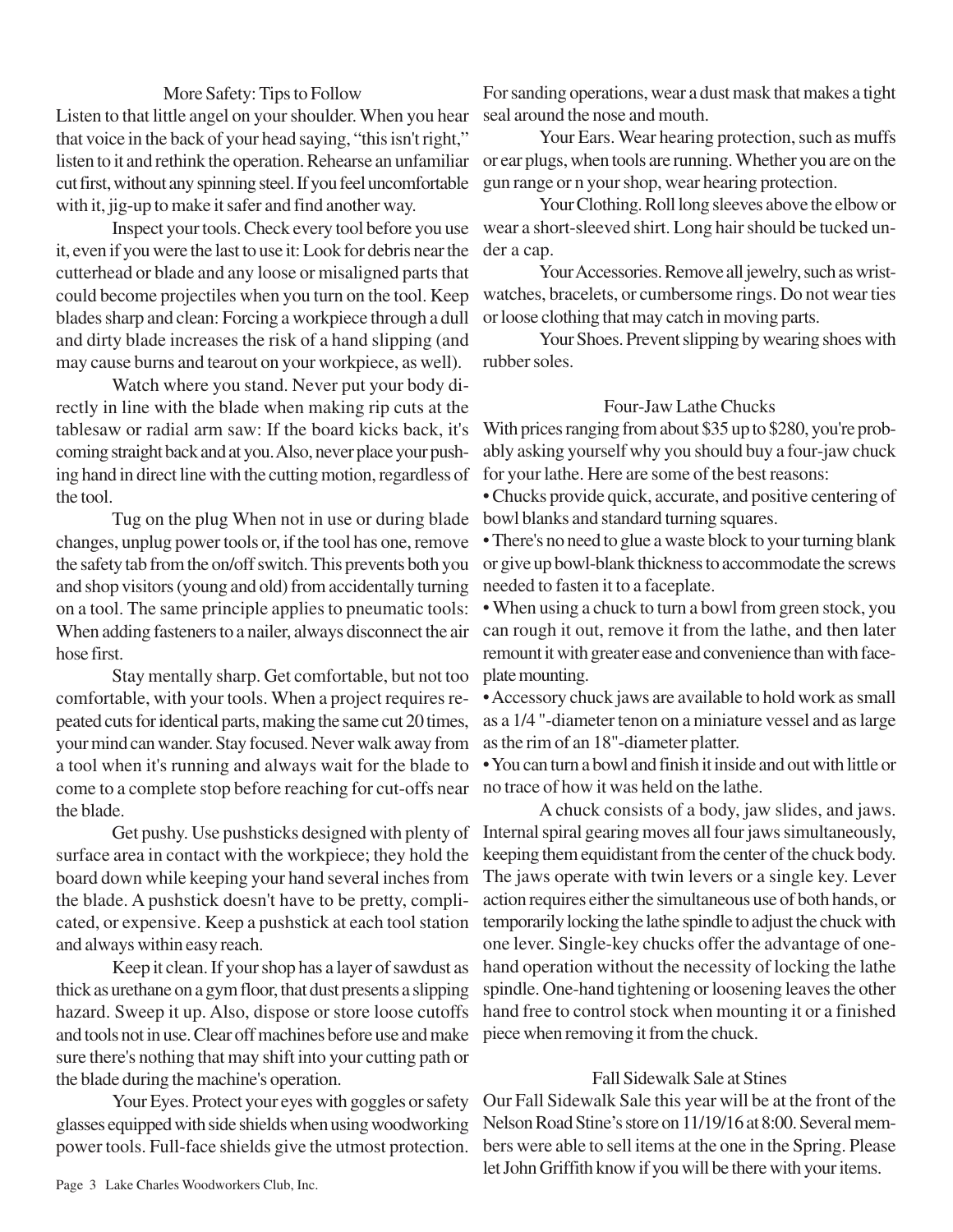## More Safety: Tips to Follow

Listen to that little angel on your shoulder. When you hear that voice in the back of your head saying, "this isn't right," listen to it and rethink the operation. Rehearse an unfamiliar cut first, without any spinning steel. If you feel uncomfortable with it, jig-up to make it safer and find another way.

Inspect your tools. Check every tool before you use it, even if you were the last to use it: Look for debris near the cutterhead or blade and any loose or misaligned parts that could become projectiles when you turn on the tool. Keep blades sharp and clean: Forcing a workpiece through a dull and dirty blade increases the risk of a hand slipping (and may cause burns and tearout on your workpiece, as well).

Watch where you stand. Never put your body directly in line with the blade when making rip cuts at the tablesaw or radial arm saw: If the board kicks back, it's coming straight back and at you. Also, never place your pushing hand in direct line with the cutting motion, regardless of the tool.

Tug on the plug When not in use or during blade changes, unplug power tools or, if the tool has one, remove the safety tab from the on/off switch. This prevents both you and shop visitors (young and old) from accidentally turning on a tool. The same principle applies to pneumatic tools: When adding fasteners to a nailer, always disconnect the air hose first.

Stay mentally sharp. Get comfortable, but not too comfortable, with your tools. When a project requires repeated cuts for identical parts, making the same cut 20 times, your mind can wander. Stay focused. Never walk away from a tool when it's running and always wait for the blade to come to a complete stop before reaching for cut-offs near the blade.

Get pushy. Use pushsticks designed with plenty of surface area in contact with the workpiece; they hold the board down while keeping your hand several inches from the blade. A pushstick doesn't have to be pretty, complicated, or expensive. Keep a pushstick at each tool station and always within easy reach.

Keep it clean. If your shop has a layer of sawdust as thick as urethane on a gym floor, that dust presents a slipping hazard. Sweep it up. Also, dispose or store loose cutoffs and tools not in use. Clear off machines before use and make sure there's nothing that may shift into your cutting path or the blade during the machine's operation.

Your Eyes. Protect your eyes with goggles or safety glasses equipped with side shields when using woodworking power tools. Full-face shields give the utmost protection. For sanding operations, wear a dust mask that makes a tight seal around the nose and mouth.

Your Ears. Wear hearing protection, such as muffs or ear plugs, when tools are running. Whether you are on the gun range or n your shop, wear hearing protection.

Your Clothing. Roll long sleeves above the elbow or wear a short-sleeved shirt. Long hair should be tucked under a cap.

Your Accessories. Remove all jewelry, such as wristwatches, bracelets, or cumbersome rings. Do not wear ties or loose clothing that may catch in moving parts.

Your Shoes. Prevent slipping by wearing shoes with rubber soles.

## Four-Jaw Lathe Chucks

With prices ranging from about $35 up to $280, you're probably asking yourself why you should buy a four-jaw chuck for your lathe. Here are some of the best reasons:

- Chucks provide quick, accurate, and positive centering of bowl blanks and standard turning squares.
- There's no need to glue a waste block to your turning blank or give up bowl-blank thickness to accommodate the screws needed to fasten it to a faceplate.
- When using a chuck to turn a bowl from green stock, you can rough it out, remove it from the lathe, and then later remount it with greater ease and convenience than with faceplate mounting.
- Accessory chuck jaws are available to hold work as small as a 1/4 "-diameter tenon on a miniature vessel and as large as the rim of an 18"-diameter platter.
- You can turn a bowl and finish it inside and out with little or no trace of how it was held on the lathe.

A chuck consists of a body, jaw slides, and jaws. Internal spiral gearing moves all four jaws simultaneously, keeping them equidistant from the center of the chuck body. The jaws operate with twin levers or a single key. Lever action requires either the simultaneous use of both hands, or temporarily locking the lathe spindle to adjust the chuck with one lever. Single-key chucks offer the advantage of one-hand operation without the necessity of locking the lathe spindle. One-hand tightening or loosening leaves the other hand free to control stock when mounting it or a finished piece when removing it from the chuck.

## Fall Sidewalk Sale at Stines

Our Fall Sidewalk Sale this year will be at the front of the Nelson Road Stine's store on 11/19/16 at 8:00. Several members were able to sell items at the one in the Spring. Please let John Griffith know if you will be there with your items.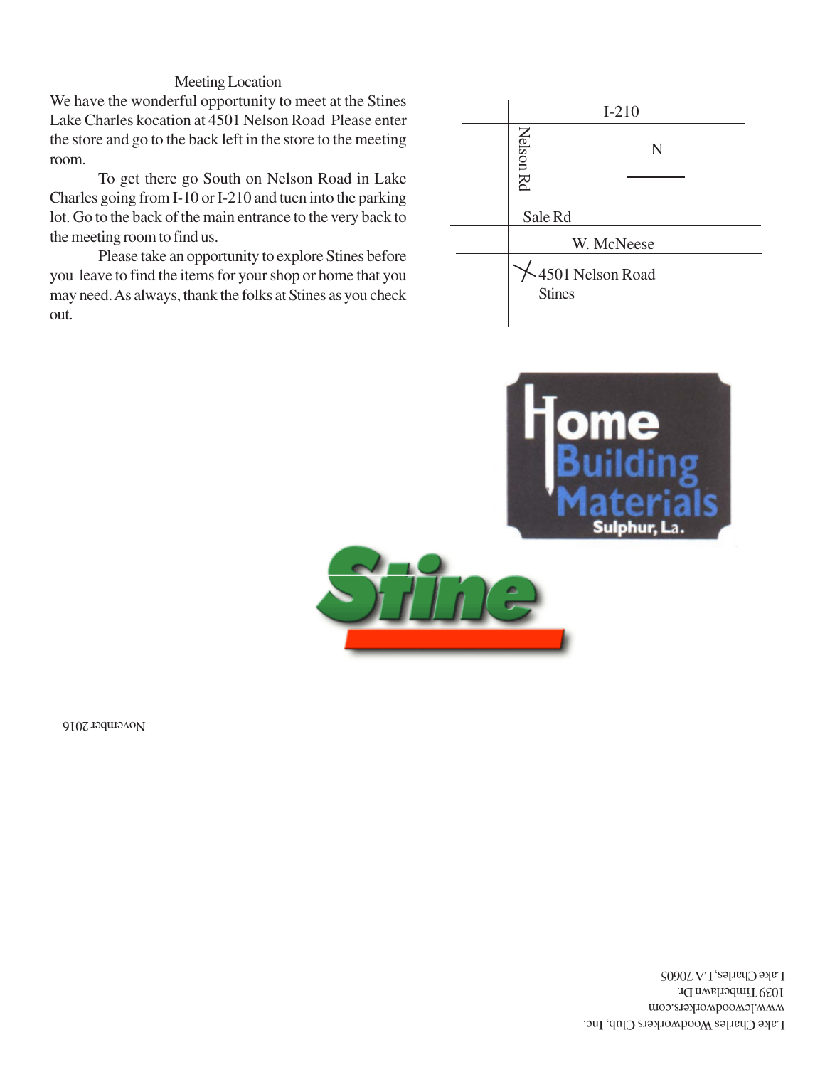Meeting Location

We have the wonderful opportunity to meet at the Stines Lake Charles kocation at 4501 Nelson Road Please enter the store and go to the back left in the store to the meeting room.

To get there go South on Nelson Road in Lake Charles going from I-10 or I-210 and tuen into the parking lot. Go to the back of the main entrance to the very back to the meeting room to find us.

Please take an opportunity to explore Stines before you leave to find the items for your shop or home that you may need. As always, thank the folks at Stines as you check out.

I-210

Nelson Rd

N

Sale Rd

W. McNeese

4501 Nelson Road

Stines

Home Building Materials

Sulphur, La.

Stine

November 2016

Lake Charles Woodworkers Club, Inc.

www.lcwoodworkers.com

1039 Timberlawn Dr.

Lake Charles, LA 70605